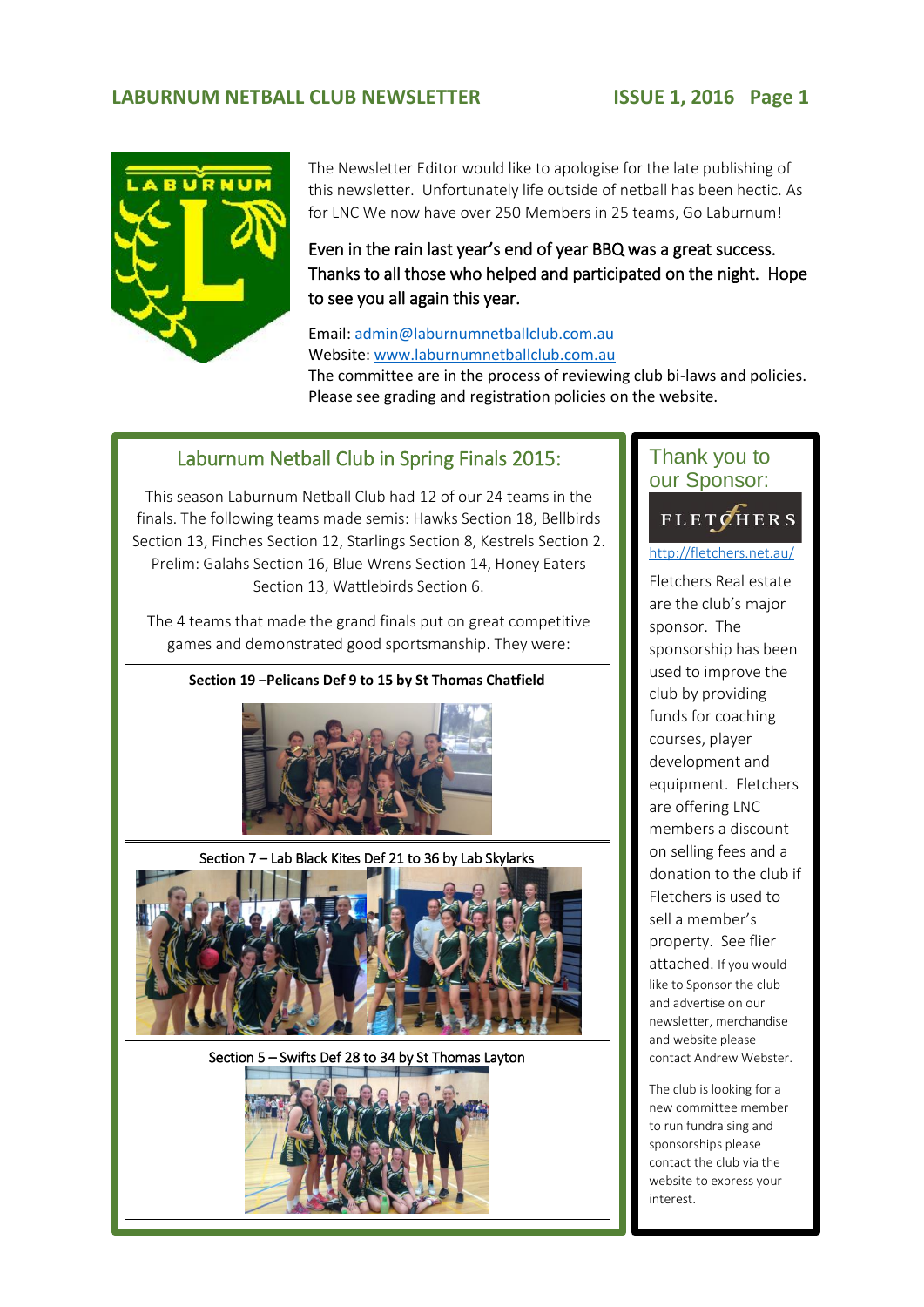# LABURNUM NETBALL CLUB NEWSLETTER

**ISSUE 1, 2016**

The Newsletter Editor would like to apologise for the late publishing of this newsletter. Unfortunately life outside of netball has been hectic. As for LNC We now have over 250 Members in 25 teams, Go Laburnum!

Even in the rain last year's end of year BBQ was a great success. Thanks to all those who helped and participated on the night. Hope to see you all again this year.

Email: admin@laburnumnetballclub.com.au
Website: www.laburnumnetballclub.com.au
The committee are in the process of reviewing club bi-laws and policies. Please see grading and registration policies on the website.

## Laburnum Netball Club in Spring Finals 2015:

This season Laburnum Netball Club had 12 of our 24 teams in the finals. The following teams made semis: Hawks Section 18, Bellbirds Section 13, Finches Section 12, Starlings Section 8, Kestrels Section 2. Prelim: Galahs Section 16, Blue Wrens Section 14, Honey Eaters Section 13, Wattlebirds Section 6.

The 4 teams that made the grand finals put on great competitive games and demonstrated good sportsmanship. They were:

**Section 19 –Pelicans Def 9 to 15 by St Thomas Chatfield**

Section 7 – Lab Black Kites Def 21 to 36 by Lab Skylarks

Section 5 – Swifts Def 28 to 34 by St Thomas Layton

## Thank you to our Sponsor:

FLETCHERS

http://fletchers.net.au/

Fletchers Real estate are the club's major sponsor. The sponsorship has been used to improve the club by providing funds for coaching courses, player development and equipment. Fletchers are offering LNC members a discount on selling fees and a donation to the club if Fletchers is used to sell a member's property. See flier attached. If you would like to Sponsor the club and advertise on our newsletter, merchandise and website please contact Andrew Webster.

The club is looking for a new committee member to run fundraising and sponsorships please contact the club via the website to express your interest.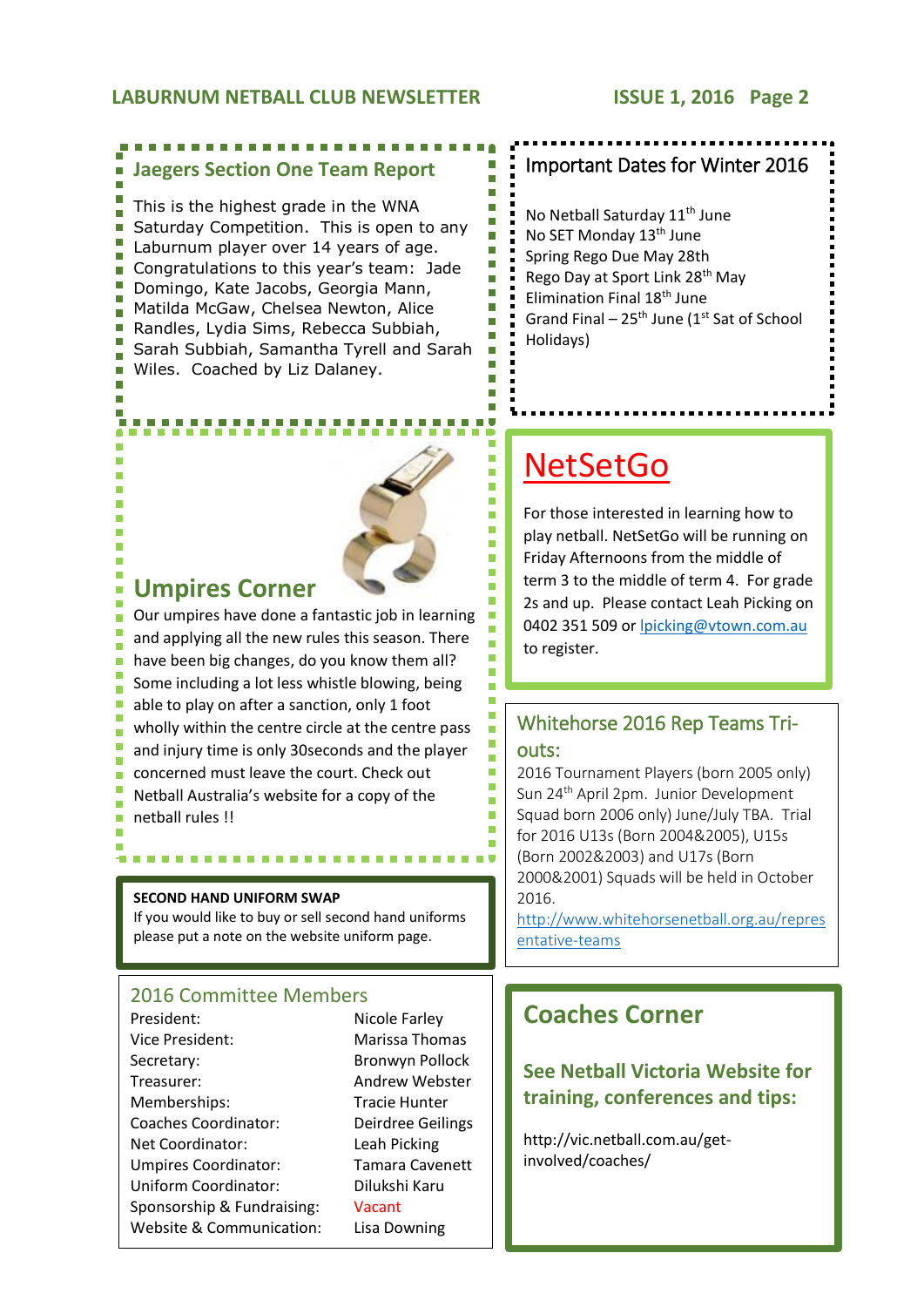## Jaegers Section One Team Report

This is the highest grade in the WNA Saturday Competition. This is open to any Laburnum player over 14 years of age. Congratulations to this year's team: Jade Domingo, Kate Jacobs, Georgia Mann, Matilda McGaw, Chelsea Newton, Alice Randles, Lydia Sims, Rebecca Subbiah, Sarah Subbiah, Samantha Tyrell and Sarah Wiles. Coached by Liz Dalaney.

## Umpires Corner

Our umpires have done a fantastic job in learning and applying all the new rules this season. There have been big changes, do you know them all? Some including a lot less whistle blowing, being able to play on after a sanction, only 1 foot wholly within the centre circle at the centre pass and injury time is only 30seconds and the player concerned must leave the court. Check out Netball Australia's website for a copy of the netball rules !!

**SECOND HAND UNIFORM SWAP**

If you would like to buy or sell second hand uniforms please put a note on the website uniform page.

## 2016 Committee Members

| | |
|---|---|
| President: | Nicole Farley |
| Vice President: | Marissa Thomas |
| Secretary: | Bronwyn Pollock |
| Treasurer: | Andrew Webster |
| Memberships: | Tracie Hunter |
| Coaches Coordinator: | Deirdree Geilings |
| Net Coordinator: | Leah Picking |
| Umpires Coordinator: | Tamara Cavenett |
| Uniform Coordinator: | Dilukshi Karu |
| Sponsorship & Fundraising: | Vacant |
| Website & Communication: | Lisa Downing |

## Important Dates for Winter 2016

No Netball Saturday 11th June
No SET Monday 13th June
Spring Rego Due May 28th
Rego Day at Sport Link 28th May
Elimination Final 18th June
Grand Final – 25th June (1st Sat of School Holidays)

## NetSetGo

For those interested in learning how to play netball. NetSetGo will be running on Friday Afternoons from the middle of term 3 to the middle of term 4. For grade 2s and up. Please contact Leah Picking on 0402 351 509 or lpicking@vtown.com.au to register.

## Whitehorse 2016 Rep Teams Tri-outs:

2016 Tournament Players (born 2005 only) Sun 24th April 2pm. Junior Development Squad born 2006 only) June/July TBA. Trial for 2016 U13s (Born 2004&2005), U15s (Born 2002&2003) and U17s (Born 2000&2001) Squads will be held in October 2016.
http://www.whitehorsenetball.org.au/representative-teams

## Coaches Corner

**See Netball Victoria Website for training, conferences and tips:**

http://vic.netball.com.au/get-involved/coaches/